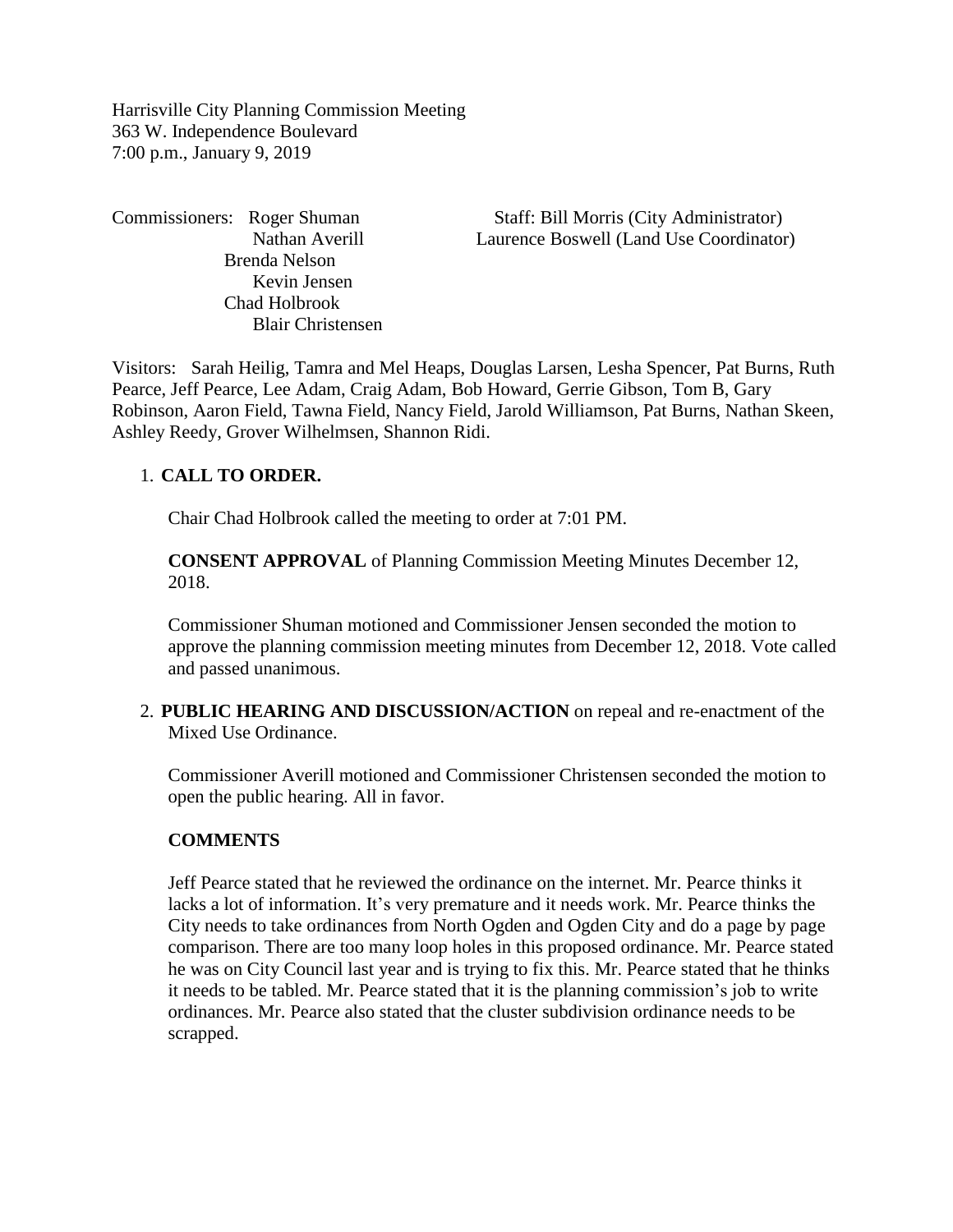Harrisville City Planning Commission Meeting
363 W. Independence Boulevard
7:00 p.m., January 9, 2019

Commissioners: Roger Shuman
Nathan Averill
Brenda Nelson
Kevin Jensen
Chad Holbrook
Blair Christensen

Staff: Bill Morris (City Administrator)
Laurence Boswell (Land Use Coordinator)

Visitors: Sarah Heilig, Tamra and Mel Heaps, Douglas Larsen, Lesha Spencer, Pat Burns, Ruth Pearce, Jeff Pearce, Lee Adam, Craig Adam, Bob Howard, Gerrie Gibson, Tom B, Gary Robinson, Aaron Field, Tawna Field, Nancy Field, Jarold Williamson, Pat Burns, Nathan Skeen, Ashley Reedy, Grover Wilhelmsen, Shannon Ridi.

1. **CALL TO ORDER.**

   Chair Chad Holbrook called the meeting to order at 7:01 PM.

   **CONSENT APPROVAL** of Planning Commission Meeting Minutes December 12, 2018.

   Commissioner Shuman motioned and Commissioner Jensen seconded the motion to approve the planning commission meeting minutes from December 12, 2018. Vote called and passed unanimous.

2. **PUBLIC HEARING AND DISCUSSION/ACTION** on repeal and re-enactment of the Mixed Use Ordinance.

   Commissioner Averill motioned and Commissioner Christensen seconded the motion to open the public hearing. All in favor.

   **COMMENTS**

   Jeff Pearce stated that he reviewed the ordinance on the internet. Mr. Pearce thinks it lacks a lot of information. It's very premature and it needs work. Mr. Pearce thinks the City needs to take ordinances from North Ogden and Ogden City and do a page by page comparison. There are too many loop holes in this proposed ordinance. Mr. Pearce stated he was on City Council last year and is trying to fix this. Mr. Pearce stated that he thinks it needs to be tabled. Mr. Pearce stated that it is the planning commission's job to write ordinances. Mr. Pearce also stated that the cluster subdivision ordinance needs to be scrapped.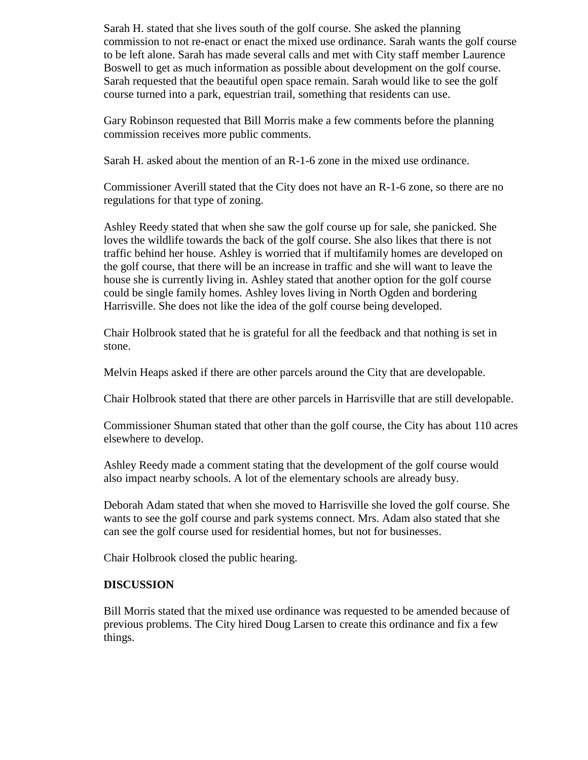Sarah H. stated that she lives south of the golf course. She asked the planning commission to not re-enact or enact the mixed use ordinance. Sarah wants the golf course to be left alone. Sarah has made several calls and met with City staff member Laurence Boswell to get as much information as possible about development on the golf course. Sarah requested that the beautiful open space remain. Sarah would like to see the golf course turned into a park, equestrian trail, something that residents can use.

Gary Robinson requested that Bill Morris make a few comments before the planning commission receives more public comments.

Sarah H. asked about the mention of an R-1-6 zone in the mixed use ordinance.

Commissioner Averill stated that the City does not have an R-1-6 zone, so there are no regulations for that type of zoning.

Ashley Reedy stated that when she saw the golf course up for sale, she panicked. She loves the wildlife towards the back of the golf course. She also likes that there is not traffic behind her house. Ashley is worried that if multifamily homes are developed on the golf course, that there will be an increase in traffic and she will want to leave the house she is currently living in. Ashley stated that another option for the golf course could be single family homes. Ashley loves living in North Ogden and bordering Harrisville. She does not like the idea of the golf course being developed.

Chair Holbrook stated that he is grateful for all the feedback and that nothing is set in stone.

Melvin Heaps asked if there are other parcels around the City that are developable.

Chair Holbrook stated that there are other parcels in Harrisville that are still developable.

Commissioner Shuman stated that other than the golf course, the City has about 110 acres elsewhere to develop.

Ashley Reedy made a comment stating that the development of the golf course would also impact nearby schools. A lot of the elementary schools are already busy.

Deborah Adam stated that when she moved to Harrisville she loved the golf course. She wants to see the golf course and park systems connect. Mrs. Adam also stated that she can see the golf course used for residential homes, but not for businesses.

Chair Holbrook closed the public hearing.

**DISCUSSION**

Bill Morris stated that the mixed use ordinance was requested to be amended because of previous problems. The City hired Doug Larsen to create this ordinance and fix a few things.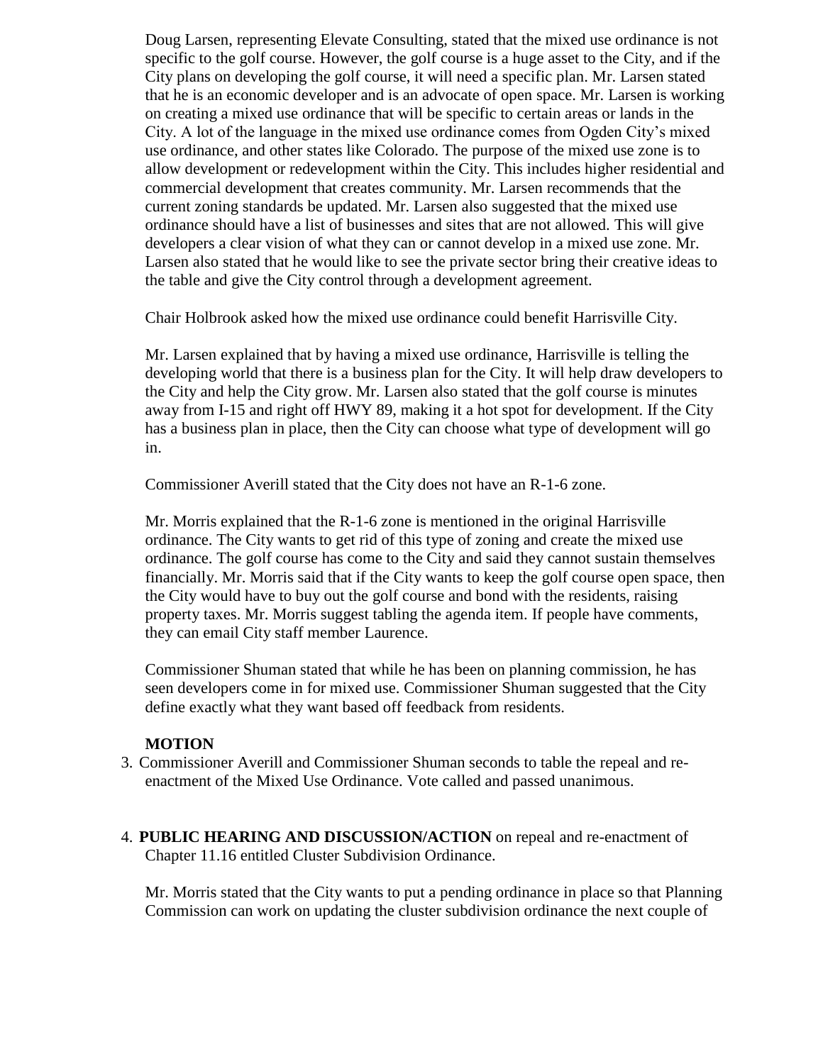Doug Larsen, representing Elevate Consulting, stated that the mixed use ordinance is not specific to the golf course. However, the golf course is a huge asset to the City, and if the City plans on developing the golf course, it will need a specific plan. Mr. Larsen stated that he is an economic developer and is an advocate of open space. Mr. Larsen is working on creating a mixed use ordinance that will be specific to certain areas or lands in the City. A lot of the language in the mixed use ordinance comes from Ogden City's mixed use ordinance, and other states like Colorado. The purpose of the mixed use zone is to allow development or redevelopment within the City. This includes higher residential and commercial development that creates community. Mr. Larsen recommends that the current zoning standards be updated. Mr. Larsen also suggested that the mixed use ordinance should have a list of businesses and sites that are not allowed. This will give developers a clear vision of what they can or cannot develop in a mixed use zone. Mr. Larsen also stated that he would like to see the private sector bring their creative ideas to the table and give the City control through a development agreement.

Chair Holbrook asked how the mixed use ordinance could benefit Harrisville City.

Mr. Larsen explained that by having a mixed use ordinance, Harrisville is telling the developing world that there is a business plan for the City. It will help draw developers to the City and help the City grow. Mr. Larsen also stated that the golf course is minutes away from I-15 and right off HWY 89, making it a hot spot for development. If the City has a business plan in place, then the City can choose what type of development will go in.

Commissioner Averill stated that the City does not have an R-1-6 zone.

Mr. Morris explained that the R-1-6 zone is mentioned in the original Harrisville ordinance. The City wants to get rid of this type of zoning and create the mixed use ordinance. The golf course has come to the City and said they cannot sustain themselves financially. Mr. Morris said that if the City wants to keep the golf course open space, then the City would have to buy out the golf course and bond with the residents, raising property taxes. Mr. Morris suggest tabling the agenda item. If people have comments, they can email City staff member Laurence.

Commissioner Shuman stated that while he has been on planning commission, he has seen developers come in for mixed use. Commissioner Shuman suggested that the City define exactly what they want based off feedback from residents.

**MOTION**

3. Commissioner Averill and Commissioner Shuman seconds to table the repeal and re-enactment of the Mixed Use Ordinance. Vote called and passed unanimous.

4. **PUBLIC HEARING AND DISCUSSION/ACTION** on repeal and re-enactment of Chapter 11.16 entitled Cluster Subdivision Ordinance.

   Mr. Morris stated that the City wants to put a pending ordinance in place so that Planning Commission can work on updating the cluster subdivision ordinance the next couple of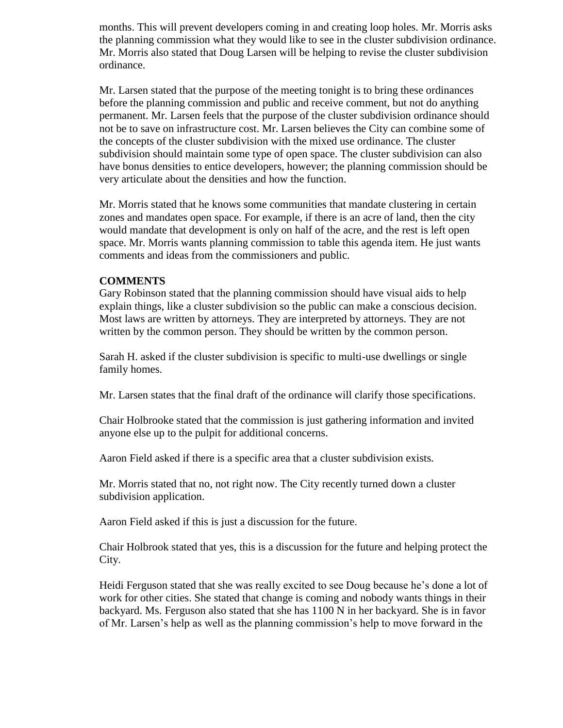months. This will prevent developers coming in and creating loop holes. Mr. Morris asks the planning commission what they would like to see in the cluster subdivision ordinance. Mr. Morris also stated that Doug Larsen will be helping to revise the cluster subdivision ordinance.

Mr. Larsen stated that the purpose of the meeting tonight is to bring these ordinances before the planning commission and public and receive comment, but not do anything permanent. Mr. Larsen feels that the purpose of the cluster subdivision ordinance should not be to save on infrastructure cost. Mr. Larsen believes the City can combine some of the concepts of the cluster subdivision with the mixed use ordinance. The cluster subdivision should maintain some type of open space. The cluster subdivision can also have bonus densities to entice developers, however; the planning commission should be very articulate about the densities and how the function.

Mr. Morris stated that he knows some communities that mandate clustering in certain zones and mandates open space. For example, if there is an acre of land, then the city would mandate that development is only on half of the acre, and the rest is left open space. Mr. Morris wants planning commission to table this agenda item. He just wants comments and ideas from the commissioners and public.

**COMMENTS**

Gary Robinson stated that the planning commission should have visual aids to help explain things, like a cluster subdivision so the public can make a conscious decision. Most laws are written by attorneys. They are interpreted by attorneys. They are not written by the common person. They should be written by the common person.

Sarah H. asked if the cluster subdivision is specific to multi-use dwellings or single family homes.

Mr. Larsen states that the final draft of the ordinance will clarify those specifications.

Chair Holbrooke stated that the commission is just gathering information and invited anyone else up to the pulpit for additional concerns.

Aaron Field asked if there is a specific area that a cluster subdivision exists.

Mr. Morris stated that no, not right now. The City recently turned down a cluster subdivision application.

Aaron Field asked if this is just a discussion for the future.

Chair Holbrook stated that yes, this is a discussion for the future and helping protect the City.

Heidi Ferguson stated that she was really excited to see Doug because he's done a lot of work for other cities. She stated that change is coming and nobody wants things in their backyard. Ms. Ferguson also stated that she has 1100 N in her backyard. She is in favor of Mr. Larsen's help as well as the planning commission's help to move forward in the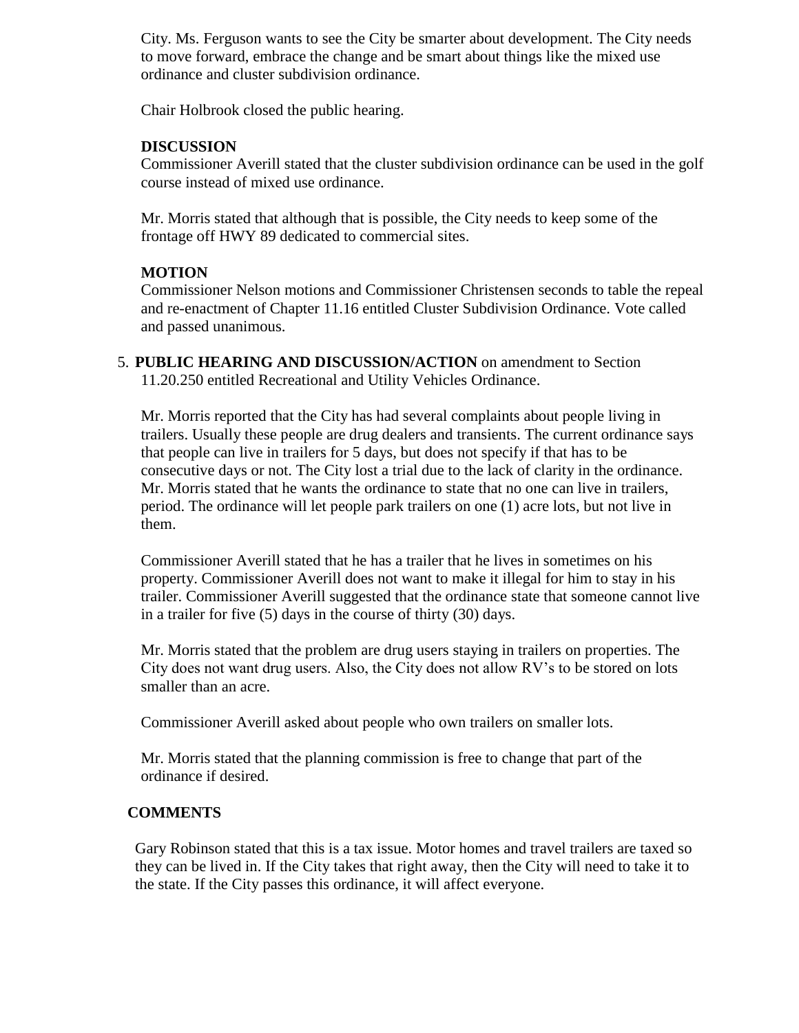City. Ms. Ferguson wants to see the City be smarter about development. The City needs to move forward, embrace the change and be smart about things like the mixed use ordinance and cluster subdivision ordinance.

Chair Holbrook closed the public hearing.

**DISCUSSION**

Commissioner Averill stated that the cluster subdivision ordinance can be used in the golf course instead of mixed use ordinance.

Mr. Morris stated that although that is possible, the City needs to keep some of the frontage off HWY 89 dedicated to commercial sites.

**MOTION**

Commissioner Nelson motions and Commissioner Christensen seconds to table the repeal and re-enactment of Chapter 11.16 entitled Cluster Subdivision Ordinance. Vote called and passed unanimous.

5. **PUBLIC HEARING AND DISCUSSION/ACTION** on amendment to Section 11.20.250 entitled Recreational and Utility Vehicles Ordinance.

Mr. Morris reported that the City has had several complaints about people living in trailers. Usually these people are drug dealers and transients. The current ordinance says that people can live in trailers for 5 days, but does not specify if that has to be consecutive days or not. The City lost a trial due to the lack of clarity in the ordinance. Mr. Morris stated that he wants the ordinance to state that no one can live in trailers, period. The ordinance will let people park trailers on one (1) acre lots, but not live in them.

Commissioner Averill stated that he has a trailer that he lives in sometimes on his property. Commissioner Averill does not want to make it illegal for him to stay in his trailer. Commissioner Averill suggested that the ordinance state that someone cannot live in a trailer for five (5) days in the course of thirty (30) days.

Mr. Morris stated that the problem are drug users staying in trailers on properties. The City does not want drug users. Also, the City does not allow RV's to be stored on lots smaller than an acre.

Commissioner Averill asked about people who own trailers on smaller lots.

Mr. Morris stated that the planning commission is free to change that part of the ordinance if desired.

**COMMENTS**

Gary Robinson stated that this is a tax issue. Motor homes and travel trailers are taxed so they can be lived in. If the City takes that right away, then the City will need to take it to the state. If the City passes this ordinance, it will affect everyone.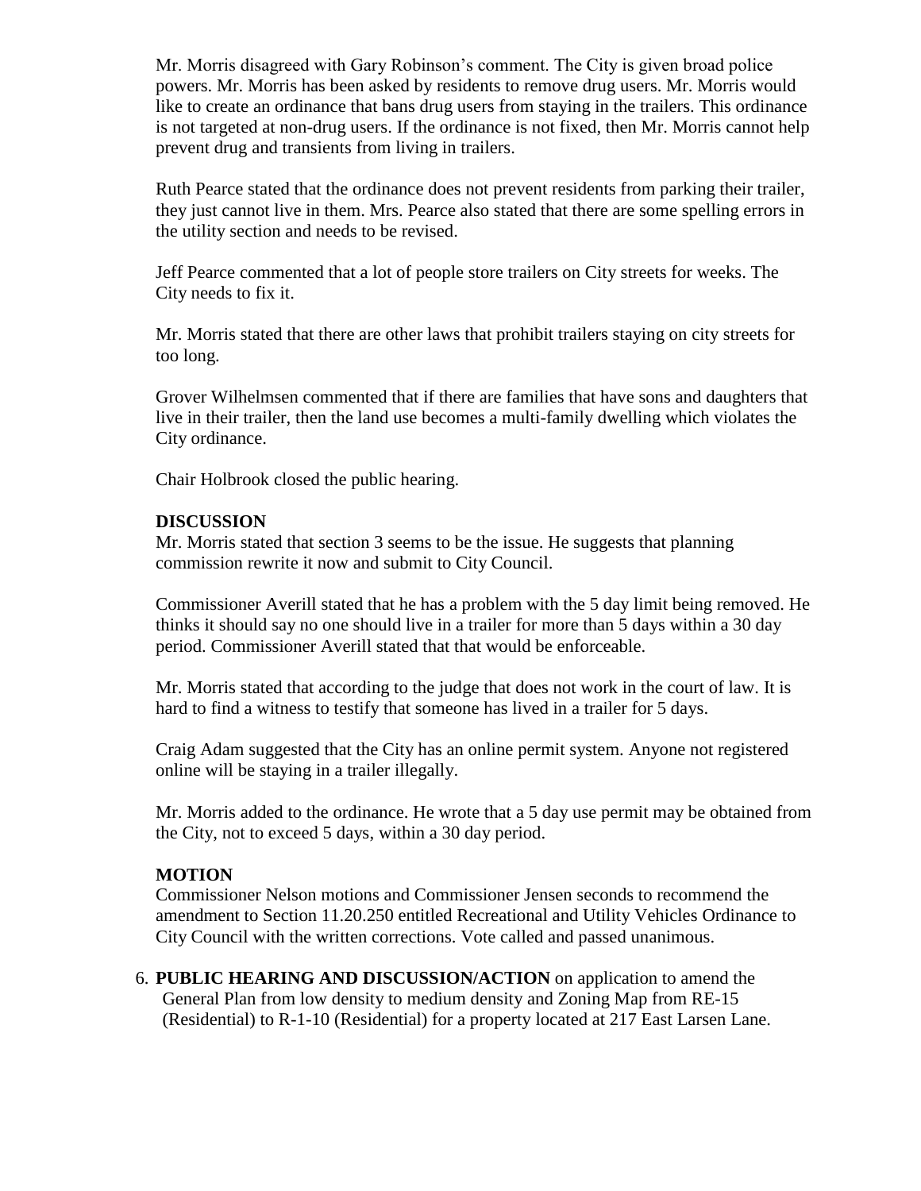Mr. Morris disagreed with Gary Robinson's comment. The City is given broad police powers. Mr. Morris has been asked by residents to remove drug users. Mr. Morris would like to create an ordinance that bans drug users from staying in the trailers. This ordinance is not targeted at non-drug users. If the ordinance is not fixed, then Mr. Morris cannot help prevent drug and transients from living in trailers.

Ruth Pearce stated that the ordinance does not prevent residents from parking their trailer, they just cannot live in them. Mrs. Pearce also stated that there are some spelling errors in the utility section and needs to be revised.

Jeff Pearce commented that a lot of people store trailers on City streets for weeks. The City needs to fix it.

Mr. Morris stated that there are other laws that prohibit trailers staying on city streets for too long.

Grover Wilhelmsen commented that if there are families that have sons and daughters that live in their trailer, then the land use becomes a multi-family dwelling which violates the City ordinance.

Chair Holbrook closed the public hearing.

**DISCUSSION**

Mr. Morris stated that section 3 seems to be the issue. He suggests that planning commission rewrite it now and submit to City Council.

Commissioner Averill stated that he has a problem with the 5 day limit being removed. He thinks it should say no one should live in a trailer for more than 5 days within a 30 day period. Commissioner Averill stated that that would be enforceable.

Mr. Morris stated that according to the judge that does not work in the court of law. It is hard to find a witness to testify that someone has lived in a trailer for 5 days.

Craig Adam suggested that the City has an online permit system. Anyone not registered online will be staying in a trailer illegally.

Mr. Morris added to the ordinance. He wrote that a 5 day use permit may be obtained from the City, not to exceed 5 days, within a 30 day period.

**MOTION**

Commissioner Nelson motions and Commissioner Jensen seconds to recommend the amendment to Section 11.20.250 entitled Recreational and Utility Vehicles Ordinance to City Council with the written corrections. Vote called and passed unanimous.

6. **PUBLIC HEARING AND DISCUSSION/ACTION** on application to amend the General Plan from low density to medium density and Zoning Map from RE-15 (Residential) to R-1-10 (Residential) for a property located at 217 East Larsen Lane.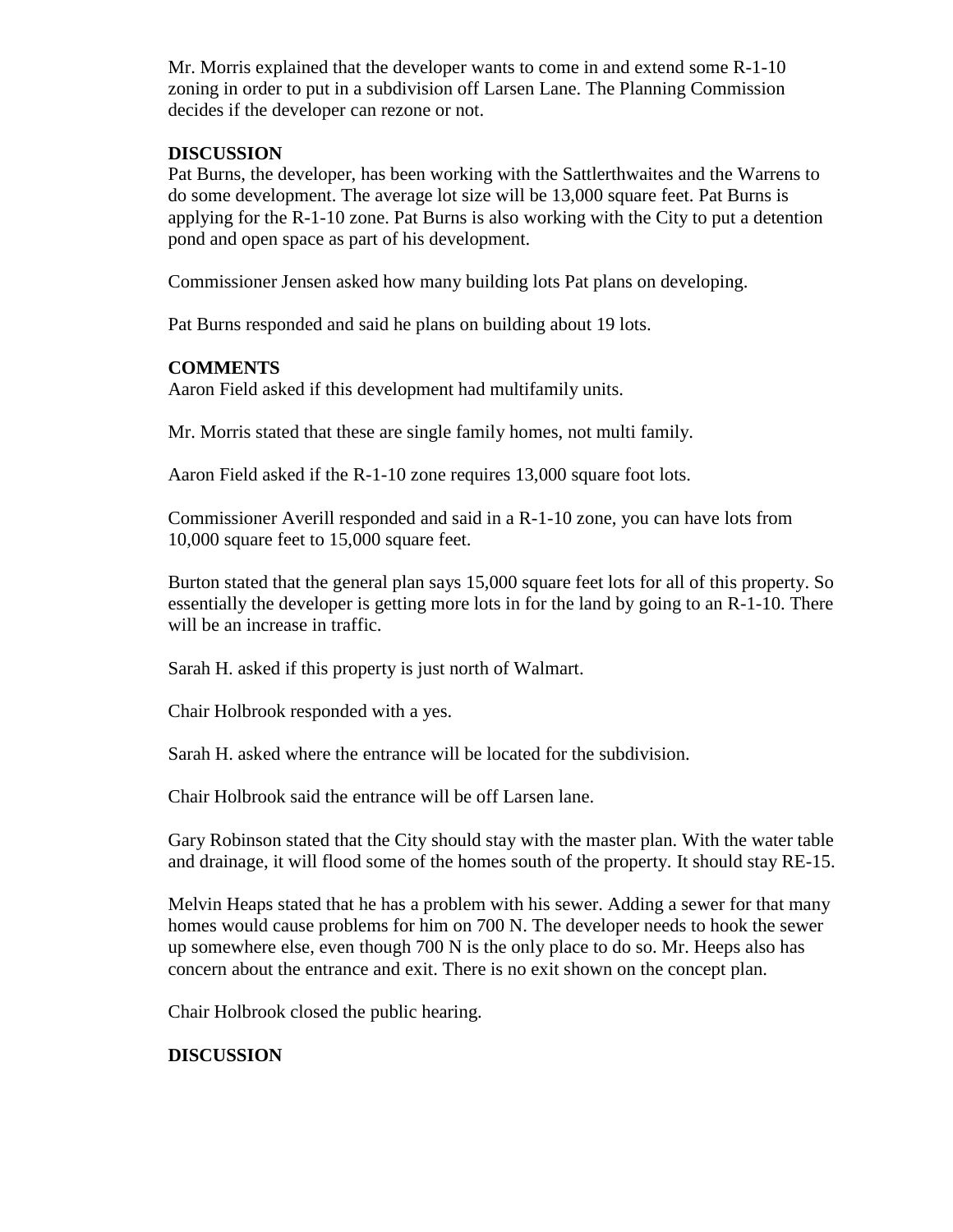Mr. Morris explained that the developer wants to come in and extend some R-1-10 zoning in order to put in a subdivision off Larsen Lane. The Planning Commission decides if the developer can rezone or not.

**DISCUSSION**

Pat Burns, the developer, has been working with the Sattlerthwaites and the Warrens to do some development. The average lot size will be 13,000 square feet. Pat Burns is applying for the R-1-10 zone. Pat Burns is also working with the City to put a detention pond and open space as part of his development.

Commissioner Jensen asked how many building lots Pat plans on developing.

Pat Burns responded and said he plans on building about 19 lots.

**COMMENTS**

Aaron Field asked if this development had multifamily units.

Mr. Morris stated that these are single family homes, not multi family.

Aaron Field asked if the R-1-10 zone requires 13,000 square foot lots.

Commissioner Averill responded and said in a R-1-10 zone, you can have lots from 10,000 square feet to 15,000 square feet.

Burton stated that the general plan says 15,000 square feet lots for all of this property. So essentially the developer is getting more lots in for the land by going to an R-1-10. There will be an increase in traffic.

Sarah H. asked if this property is just north of Walmart.

Chair Holbrook responded with a yes.

Sarah H. asked where the entrance will be located for the subdivision.

Chair Holbrook said the entrance will be off Larsen lane.

Gary Robinson stated that the City should stay with the master plan. With the water table and drainage, it will flood some of the homes south of the property. It should stay RE-15.

Melvin Heaps stated that he has a problem with his sewer. Adding a sewer for that many homes would cause problems for him on 700 N. The developer needs to hook the sewer up somewhere else, even though 700 N is the only place to do so. Mr. Heeps also has concern about the entrance and exit. There is no exit shown on the concept plan.

Chair Holbrook closed the public hearing.

**DISCUSSION**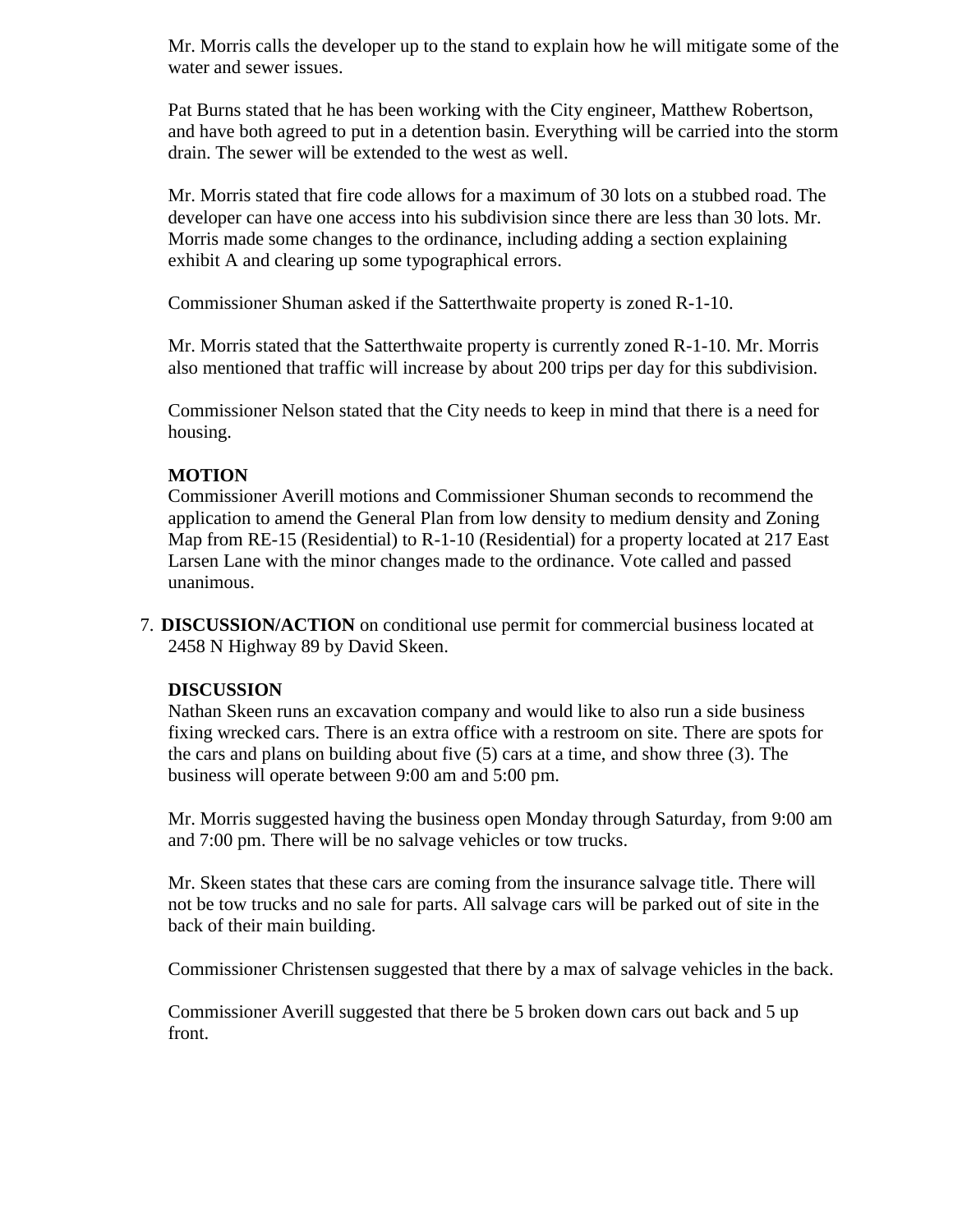Mr. Morris calls the developer up to the stand to explain how he will mitigate some of the water and sewer issues.

Pat Burns stated that he has been working with the City engineer, Matthew Robertson, and have both agreed to put in a detention basin. Everything will be carried into the storm drain. The sewer will be extended to the west as well.

Mr. Morris stated that fire code allows for a maximum of 30 lots on a stubbed road. The developer can have one access into his subdivision since there are less than 30 lots. Mr. Morris made some changes to the ordinance, including adding a section explaining exhibit A and clearing up some typographical errors.

Commissioner Shuman asked if the Satterthwaite property is zoned R-1-10.

Mr. Morris stated that the Satterthwaite property is currently zoned R-1-10. Mr. Morris also mentioned that traffic will increase by about 200 trips per day for this subdivision.

Commissioner Nelson stated that the City needs to keep in mind that there is a need for housing.

**MOTION**
Commissioner Averill motions and Commissioner Shuman seconds to recommend the application to amend the General Plan from low density to medium density and Zoning Map from RE-15 (Residential) to R-1-10 (Residential) for a property located at 217 East Larsen Lane with the minor changes made to the ordinance. Vote called and passed unanimous.

7. **DISCUSSION/ACTION** on conditional use permit for commercial business located at 2458 N Highway 89 by David Skeen.

   **DISCUSSION**
   Nathan Skeen runs an excavation company and would like to also run a side business fixing wrecked cars. There is an extra office with a restroom on site. There are spots for the cars and plans on building about five (5) cars at a time, and show three (3). The business will operate between 9:00 am and 5:00 pm.

   Mr. Morris suggested having the business open Monday through Saturday, from 9:00 am and 7:00 pm. There will be no salvage vehicles or tow trucks.

   Mr. Skeen states that these cars are coming from the insurance salvage title. There will not be tow trucks and no sale for parts. All salvage cars will be parked out of site in the back of their main building.

   Commissioner Christensen suggested that there by a max of salvage vehicles in the back.

   Commissioner Averill suggested that there be 5 broken down cars out back and 5 up front.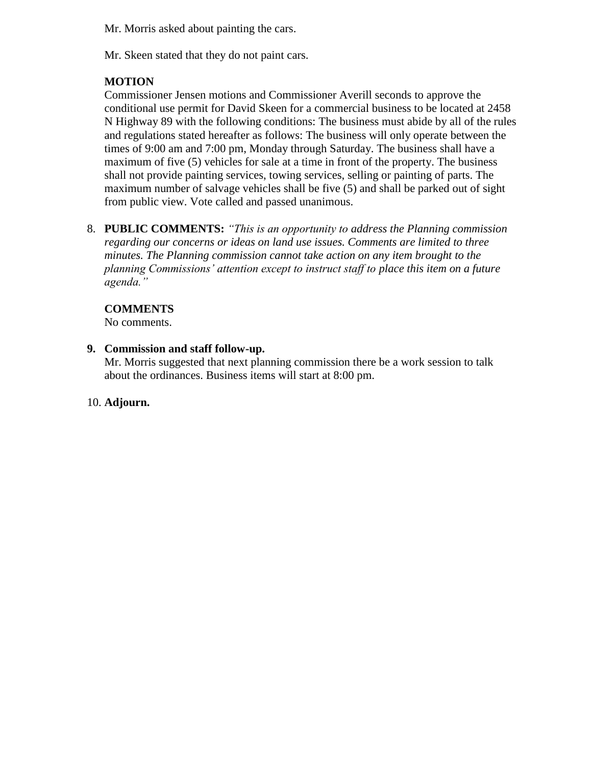Mr. Morris asked about painting the cars.

Mr. Skeen stated that they do not paint cars.

**MOTION**
Commissioner Jensen motions and Commissioner Averill seconds to approve the conditional use permit for David Skeen for a commercial business to be located at 2458 N Highway 89 with the following conditions: The business must abide by all of the rules and regulations stated hereafter as follows: The business will only operate between the times of 9:00 am and 7:00 pm, Monday through Saturday. The business shall have a maximum of five (5) vehicles for sale at a time in front of the property. The business shall not provide painting services, towing services, selling or painting of parts. The maximum number of salvage vehicles shall be five (5) and shall be parked out of sight from public view. Vote called and passed unanimous.

8. **PUBLIC COMMENTS:** *"This is an opportunity to address the Planning commission regarding our concerns or ideas on land use issues. Comments are limited to three minutes. The Planning commission cannot take action on any item brought to the planning Commissions' attention except to instruct staff to place this item on a future agenda."*

   **COMMENTS**
   No comments.

9. **Commission and staff follow-up.**
   Mr. Morris suggested that next planning commission there be a work session to talk about the ordinances. Business items will start at 8:00 pm.

10. **Adjourn.**